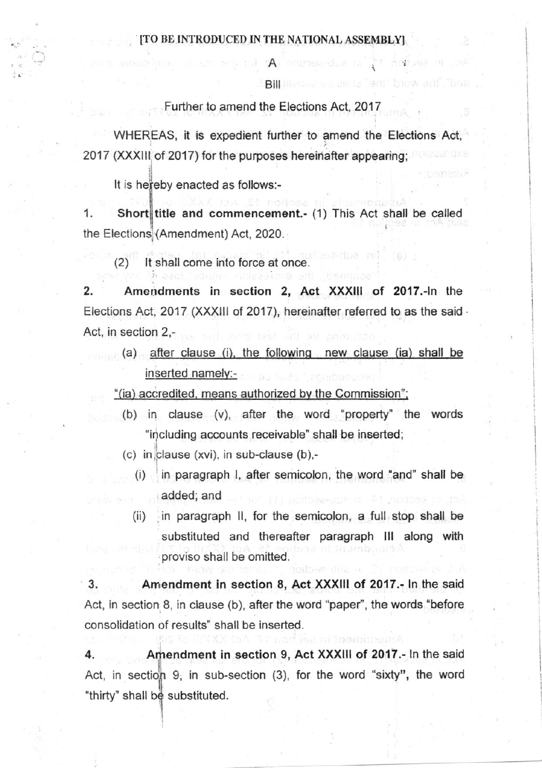[TO BE INTRODUCED IN THE NATIONAL ASSEMBLY]

A

Bill

Further to amend the Elections Act, 2017

WHEREAS, it is expedient further to amend the Elections Act, 2017 (XXXIII of 2017) for the purposes hereinafter appearing;

It is hereby enacted as follows:-

1. **Short title and commencement.**- (1) This Act shall be called the Elections (Amendment) Act, 2020.

(2) It shall come into force at once.

2. **Amendments in section 2, Act XXXIII of 2017.**-In the Elections Act, 2017 (XXXIII of 2017), hereinafter referred to as the said Act, in section 2,-

(a) after clause (i), the following new clause (ia) shall be inserted namely:-

"(ia) accredited, means authorized by the Commission";

(b) in clause (v), after the word "property" the words "including accounts receivable" shall be inserted;

(c) in clause (xvi), in sub-clause (b),-

(i) in paragraph I, after semicolon, the word "and" shall be added; and

(ii) in paragraph II, for the semicolon, a full stop shall be substituted and thereafter paragraph III along with proviso shall be omitted.

3. **Amendment in section 8, Act XXXIII of 2017.**- In the said Act, in section 8, in clause (b), after the word "paper", the words "before consolidation of results" shall be inserted.

4. **Amendment in section 9, Act XXXIII of 2017.**- In the said Act, in section 9, in sub-section (3), for the word "sixty", the word "thirty" shall be substituted.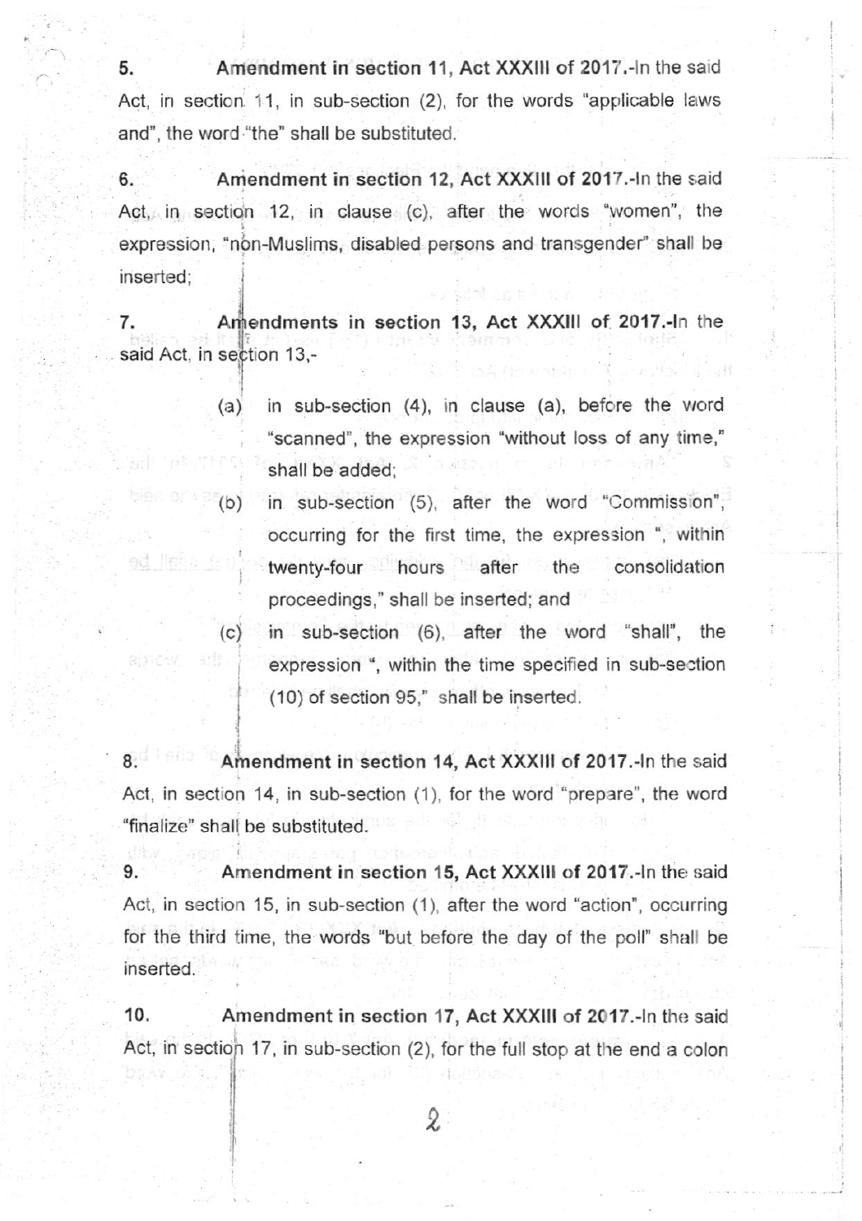5. **Amendment in section 11, Act XXXIII of 2017.**-In the said Act, in section 11, in sub-section (2), for the words "applicable laws and", the word "the" shall be substituted.

6. **Amendment in section 12, Act XXXIII of 2017.**-In the said Act, in section 12, in clause (c), after the words "women", the expression, "non-Muslims, disabled persons and transgender" shall be inserted;

7. **Amendments in section 13, Act XXXIII of 2017.**-In the said Act, in section 13,-

(a) in sub-section (4), in clause (a), before the word "scanned", the expression "without loss of any time," shall be added;

(b) in sub-section (5), after the word "Commission", occurring for the first time, the expression ", within twenty-four hours after the consolidation proceedings," shall be inserted; and

(c) in sub-section (6), after the word "shall", the expression ", within the time specified in sub-section (10) of section 95," shall be inserted.

8. **Amendment in section 14, Act XXXIII of 2017.**-In the said Act, in section 14, in sub-section (1), for the word "prepare", the word "finalize" shall be substituted.

9. **Amendment in section 15, Act XXXIII of 2017.**-In the said Act, in section 15, in sub-section (1), after the word "action", occurring for the third time, the words "but before the day of the poll" shall be inserted.

10. **Amendment in section 17, Act XXXIII of 2017.**-In the said Act, in section 17, in sub-section (2), for the full stop at the end a colon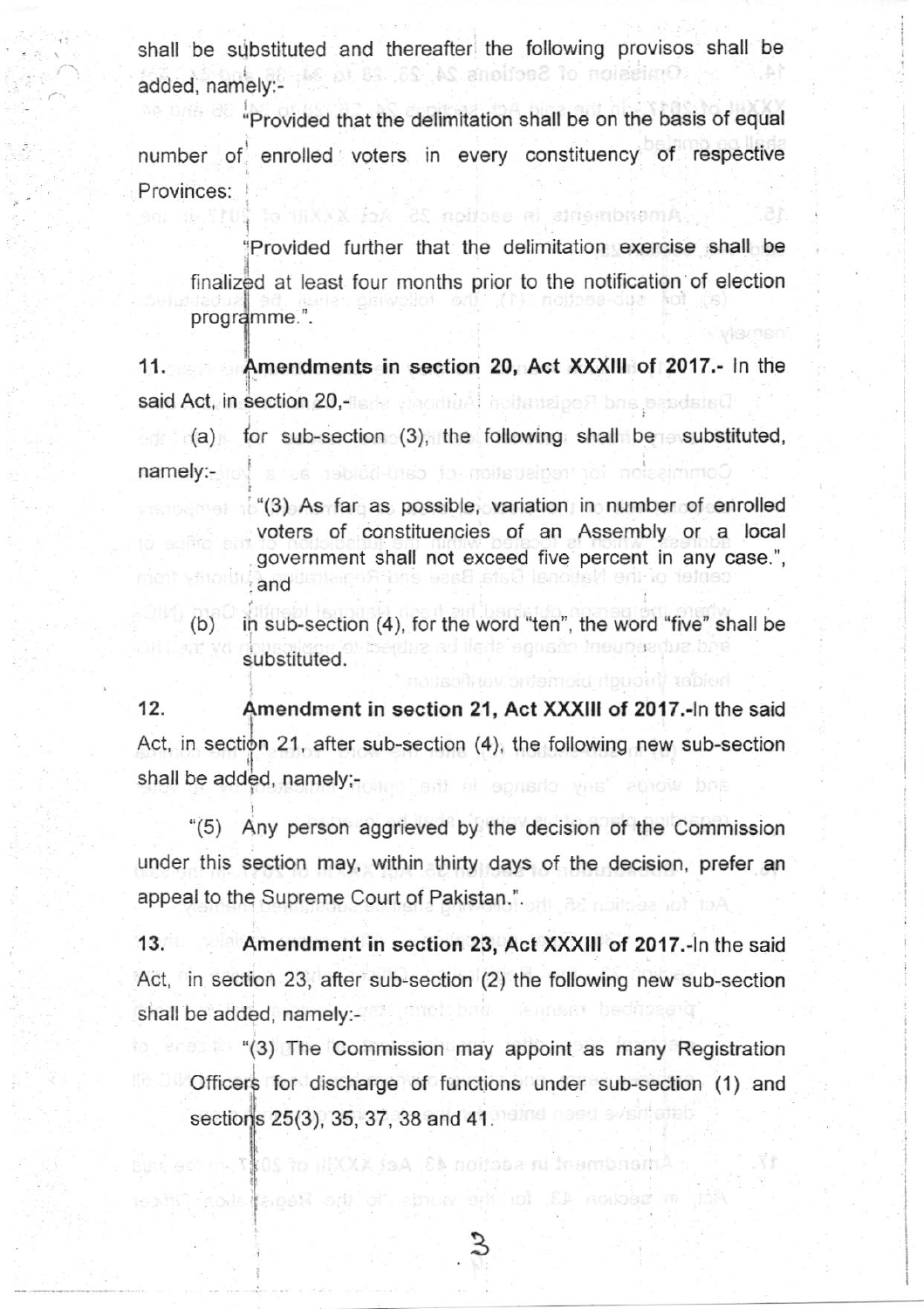shall be substituted and thereafter the following provisos shall be added, namely:-

"Provided that the delimitation shall be on the basis of equal number of enrolled voters in every constituency of respective Provinces:

Provided further that the delimitation exercise shall be finalized at least four months prior to the notification of election programme.".

**11. Amendments in section 20, Act XXXIII of 2017.-** In the said Act, in section 20,-

(a) for sub-section (3), the following shall be substituted, namely:-

"(3) As far as possible, variation in number of enrolled voters of constituencies of an Assembly or a local government shall not exceed five percent in any case.", and

(b) in sub-section (4), for the word "ten", the word "five" shall be substituted.

**12. Amendment in section 21, Act XXXIII of 2017.-**In the said Act, in section 21, after sub-section (4), the following new sub-section shall be added, namely;-

"(5) Any person aggrieved by the decision of the Commission under this section may, within thirty days of the decision, prefer an appeal to the Supreme Court of Pakistan.".

**13. Amendment in section 23, Act XXXIII of 2017.-**In the said Act, in section 23, after sub-section (2) the following new sub-section shall be added, namely:-

"(3) The Commission may appoint as many Registration Officers for discharge of functions under sub-section (1) and sections 25(3), 35, 37, 38 and 41.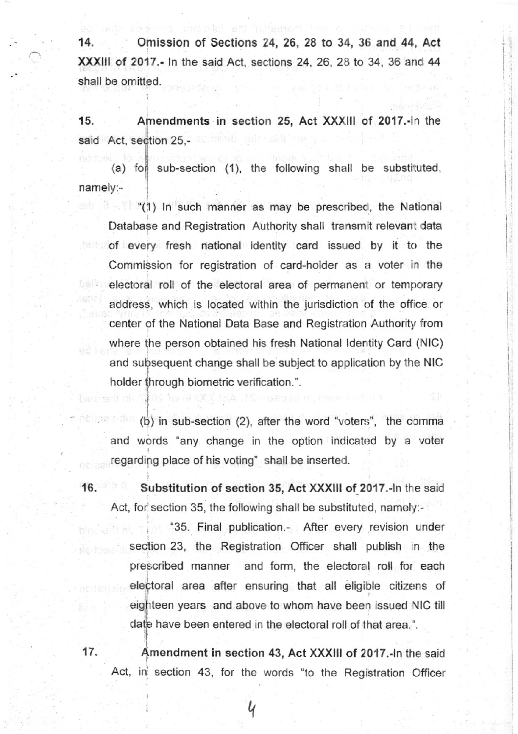**14. Omission of Sections 24, 26, 28 to 34, 36 and 44, Act XXXIII of 2017.-** In the said Act, sections 24, 26, 28 to 34, 36 and 44 shall be omitted.

**15. Amendments in section 25, Act XXXIII of 2017.-**In the said Act, section 25,-

(a) for sub-section (1), the following shall be substituted, namely:-

> "(1) In such manner as may be prescribed, the National Database and Registration Authority shall transmit relevant data of every fresh national identity card issued by it to the Commission for registration of card-holder as a voter in the electoral roll of the electoral area of permanent or temporary address, which is located within the jurisdiction of the office or center of the National Data Base and Registration Authority from where the person obtained his fresh National Identity Card (NIC) and subsequent change shall be subject to application by the NIC holder through biometric verification.".

(b) in sub-section (2), after the word "voters", the comma and words "any change in the option indicated by a voter regarding place of his voting" shall be inserted.

**16. Substitution of section 35, Act XXXIII of 2017.-**In the said Act, for section 35, the following shall be substituted, namely:-

> "35. Final publication.- After every revision under section 23, the Registration Officer shall publish in the prescribed manner and form, the electoral roll for each electoral area after ensuring that all eligible citizens of eighteen years and above to whom have been issued NIC till date have been entered in the electoral roll of that area.".

**17. Amendment in section 43, Act XXXIII of 2017.-**In the said Act, in section 43, for the words "to the Registration Officer